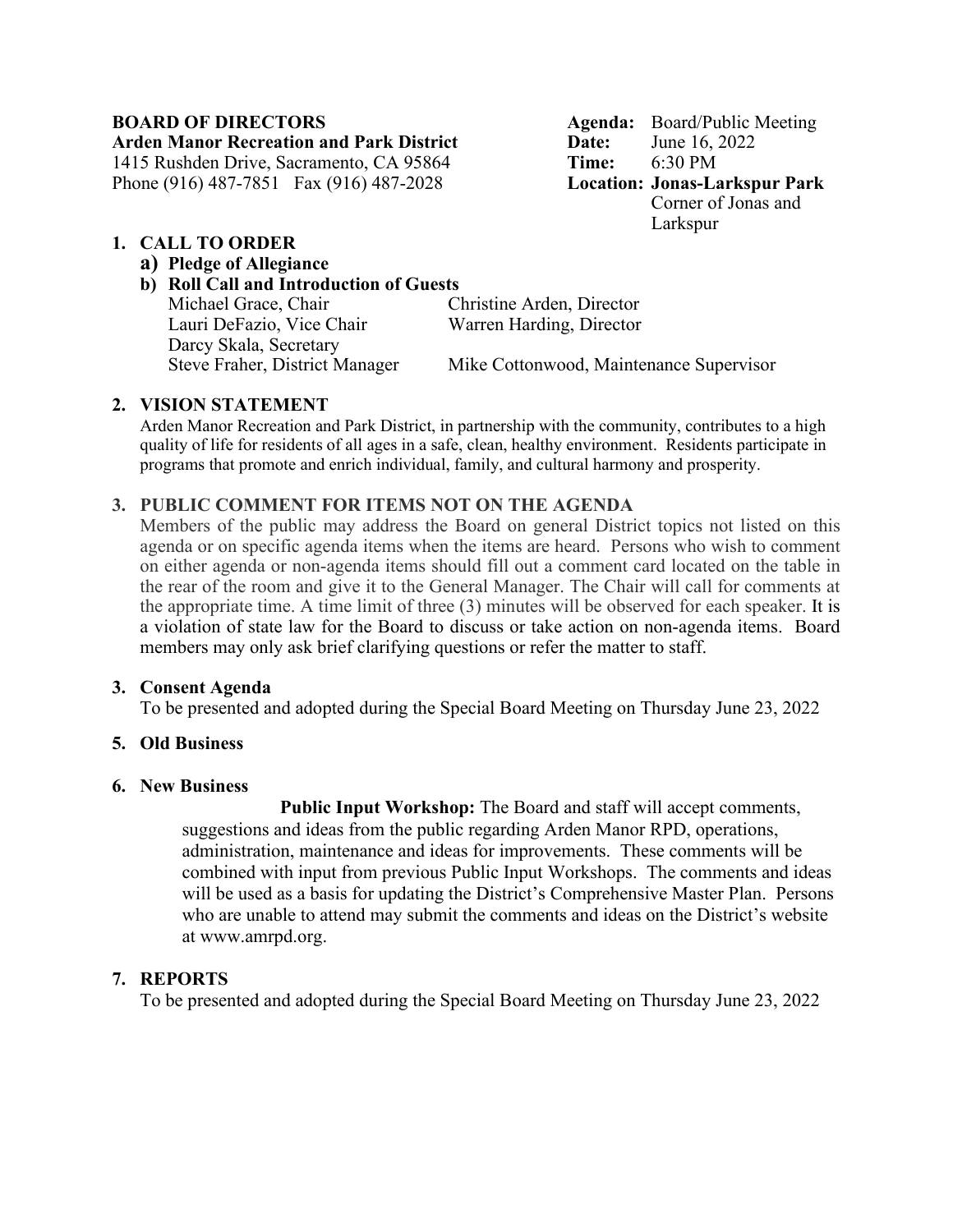**BOARD OF DIRECTORS**
**Arden Manor Recreation and Park District**
1415 Rushden Drive, Sacramento, CA 95864
Phone (916) 487-7851 Fax (916) 487-2028

**Agenda:** Board/Public Meeting
**Date:** June 16, 2022
**Time:** 6:30 PM
**Location: Jonas-Larkspur Park**
Corner of Jonas and Larkspur

## 1. CALL TO ORDER

**a) Pledge of Allegiance**

**b) Roll Call and Introduction of Guests**

| | |
|---|---|
| Michael Grace, Chair | Christine Arden, Director |
| Lauri DeFazio, Vice Chair | Warren Harding, Director |
| Darcy Skala, Secretary | |
| Steve Fraher, District Manager | Mike Cottonwood, Maintenance Supervisor |

## 2. VISION STATEMENT

Arden Manor Recreation and Park District, in partnership with the community, contributes to a high quality of life for residents of all ages in a safe, clean, healthy environment. Residents participate in programs that promote and enrich individual, family, and cultural harmony and prosperity.

## 3. PUBLIC COMMENT FOR ITEMS NOT ON THE AGENDA

Members of the public may address the Board on general District topics not listed on this agenda or on specific agenda items when the items are heard. Persons who wish to comment on either agenda or non-agenda items should fill out a comment card located on the table in the rear of the room and give it to the General Manager. The Chair will call for comments at the appropriate time. A time limit of three (3) minutes will be observed for each speaker. It is a violation of state law for the Board to discuss or take action on non-agenda items. Board members may only ask brief clarifying questions or refer the matter to staff.

## 3. Consent Agenda

To be presented and adopted during the Special Board Meeting on Thursday June 23, 2022

## 5. Old Business

## 6. New Business

**Public Input Workshop:** The Board and staff will accept comments, suggestions and ideas from the public regarding Arden Manor RPD, operations, administration, maintenance and ideas for improvements. These comments will be combined with input from previous Public Input Workshops. The comments and ideas will be used as a basis for updating the District's Comprehensive Master Plan. Persons who are unable to attend may submit the comments and ideas on the District's website at www.amrpd.org.

## 7. REPORTS

To be presented and adopted during the Special Board Meeting on Thursday June 23, 2022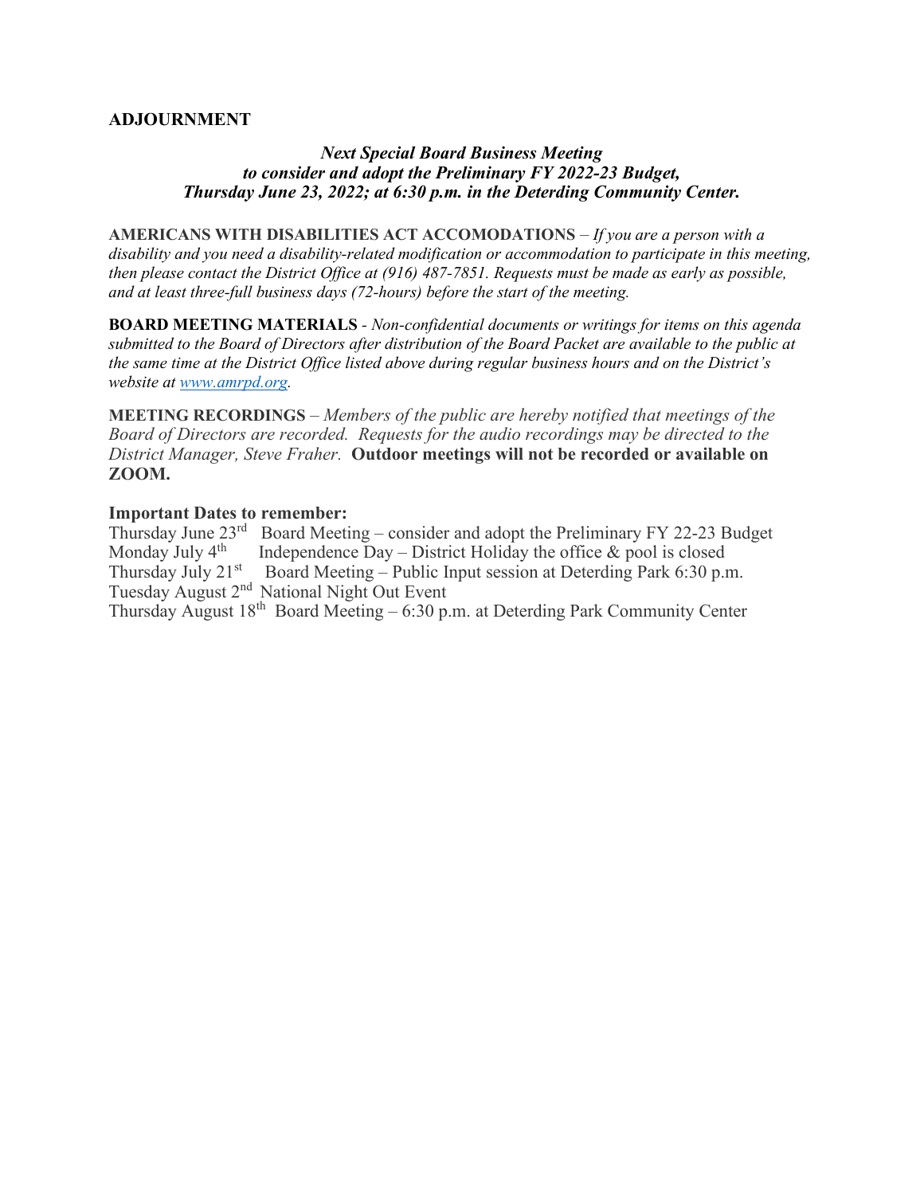## ADJOURNMENT

***Next Special Board Business Meeting***
***to consider and adopt the Preliminary FY 2022-23 Budget,***
***Thursday June 23, 2022; at 6:30 p.m. in the Deterding Community Center.***

**AMERICANS WITH DISABILITIES ACT ACCOMODATIONS** – *If you are a person with a disability and you need a disability-related modification or accommodation to participate in this meeting, then please contact the District Office at (916) 487-7851. Requests must be made as early as possible, and at least three-full business days (72-hours) before the start of the meeting.*

**BOARD MEETING MATERIALS** - *Non-confidential documents or writings for items on this agenda submitted to the Board of Directors after distribution of the Board Packet are available to the public at the same time at the District Office listed above during regular business hours and on the District's website at [www.amrpd.org](http://www.amrpd.org).*

**MEETING RECORDINGS** – *Members of the public are hereby notified that meetings of the Board of Directors are recorded. Requests for the audio recordings may be directed to the District Manager, Steve Fraher.* **Outdoor meetings will not be recorded or available on ZOOM.**

**Important Dates to remember:**

Thursday June 23rd Board Meeting – consider and adopt the Preliminary FY 22-23 Budget
Monday July 4th Independence Day – District Holiday the office & pool is closed
Thursday July 21st Board Meeting – Public Input session at Deterding Park 6:30 p.m.
Tuesday August 2nd National Night Out Event
Thursday August 18th Board Meeting – 6:30 p.m. at Deterding Park Community Center